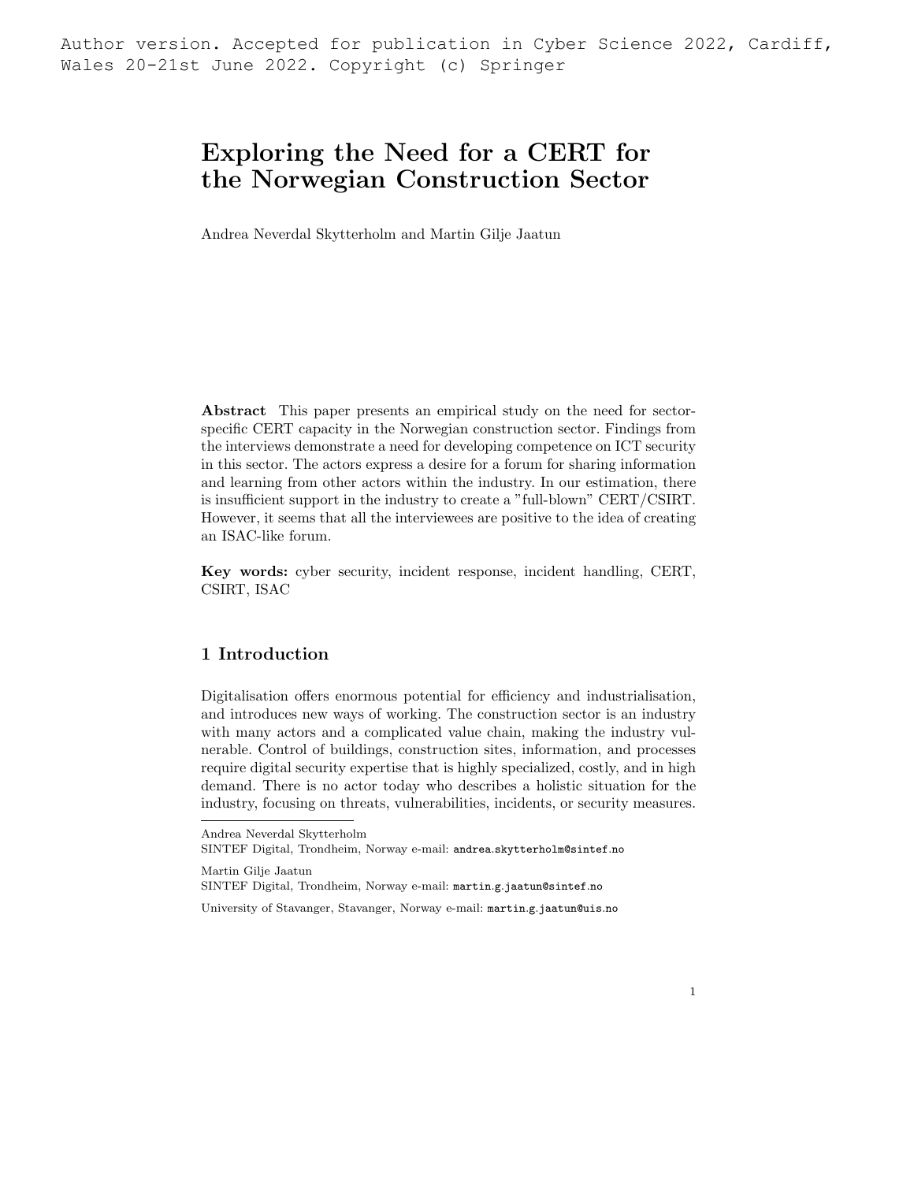Author version. Accepted for publication in Cyber Science 2022, Cardiff, Wales 20-21st June 2022. Copyright (c) Springer

# Exploring the Need for a CERT for the Norwegian Construction Sector

Andrea Neverdal Skytterholm and Martin Gilje Jaatun

**Abstract** This paper presents an empirical study on the need for sector-specific CERT capacity in the Norwegian construction sector. Findings from the interviews demonstrate a need for developing competence on ICT security in this sector. The actors express a desire for a forum for sharing information and learning from other actors within the industry. In our estimation, there is insufficient support in the industry to create a "full-blown" CERT/CSIRT. However, it seems that all the interviewees are positive to the idea of creating an ISAC-like forum.

**Key words:** cyber security, incident response, incident handling, CERT, CSIRT, ISAC

## 1 Introduction

Digitalisation offers enormous potential for efficiency and industrialisation, and introduces new ways of working. The construction sector is an industry with many actors and a complicated value chain, making the industry vulnerable. Control of buildings, construction sites, information, and processes require digital security expertise that is highly specialized, costly, and in high demand. There is no actor today who describes a holistic situation for the industry, focusing on threats, vulnerabilities, incidents, or security measures.

---

Andrea Neverdal Skytterholm
SINTEF Digital, Trondheim, Norway e-mail: andrea.skytterholm@sintef.no

Martin Gilje Jaatun
SINTEF Digital, Trondheim, Norway e-mail: martin.g.jaatun@sintef.no

University of Stavanger, Stavanger, Norway e-mail: martin.g.jaatun@uis.no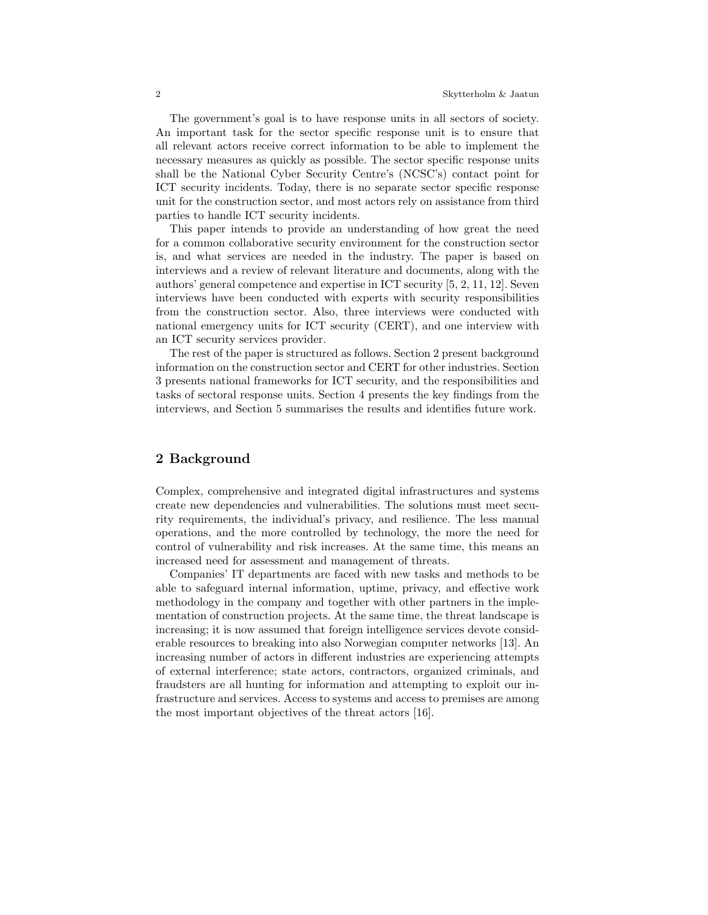The government's goal is to have response units in all sectors of society. An important task for the sector specific response unit is to ensure that all relevant actors receive correct information to be able to implement the necessary measures as quickly as possible. The sector specific response units shall be the National Cyber Security Centre's (NCSC's) contact point for ICT security incidents. Today, there is no separate sector specific response unit for the construction sector, and most actors rely on assistance from third parties to handle ICT security incidents.

This paper intends to provide an understanding of how great the need for a common collaborative security environment for the construction sector is, and what services are needed in the industry. The paper is based on interviews and a review of relevant literature and documents, along with the authors' general competence and expertise in ICT security [5, 2, 11, 12]. Seven interviews have been conducted with experts with security responsibilities from the construction sector. Also, three interviews were conducted with national emergency units for ICT security (CERT), and one interview with an ICT security services provider.

The rest of the paper is structured as follows. Section 2 present background information on the construction sector and CERT for other industries. Section 3 presents national frameworks for ICT security, and the responsibilities and tasks of sectoral response units. Section 4 presents the key findings from the interviews, and Section 5 summarises the results and identifies future work.

## 2 Background

Complex, comprehensive and integrated digital infrastructures and systems create new dependencies and vulnerabilities. The solutions must meet security requirements, the individual's privacy, and resilience. The less manual operations, and the more controlled by technology, the more the need for control of vulnerability and risk increases. At the same time, this means an increased need for assessment and management of threats.

Companies' IT departments are faced with new tasks and methods to be able to safeguard internal information, uptime, privacy, and effective work methodology in the company and together with other partners in the implementation of construction projects. At the same time, the threat landscape is increasing; it is now assumed that foreign intelligence services devote considerable resources to breaking into also Norwegian computer networks [13]. An increasing number of actors in different industries are experiencing attempts of external interference; state actors, contractors, organized criminals, and fraudsters are all hunting for information and attempting to exploit our infrastructure and services. Access to systems and access to premises are among the most important objectives of the threat actors [16].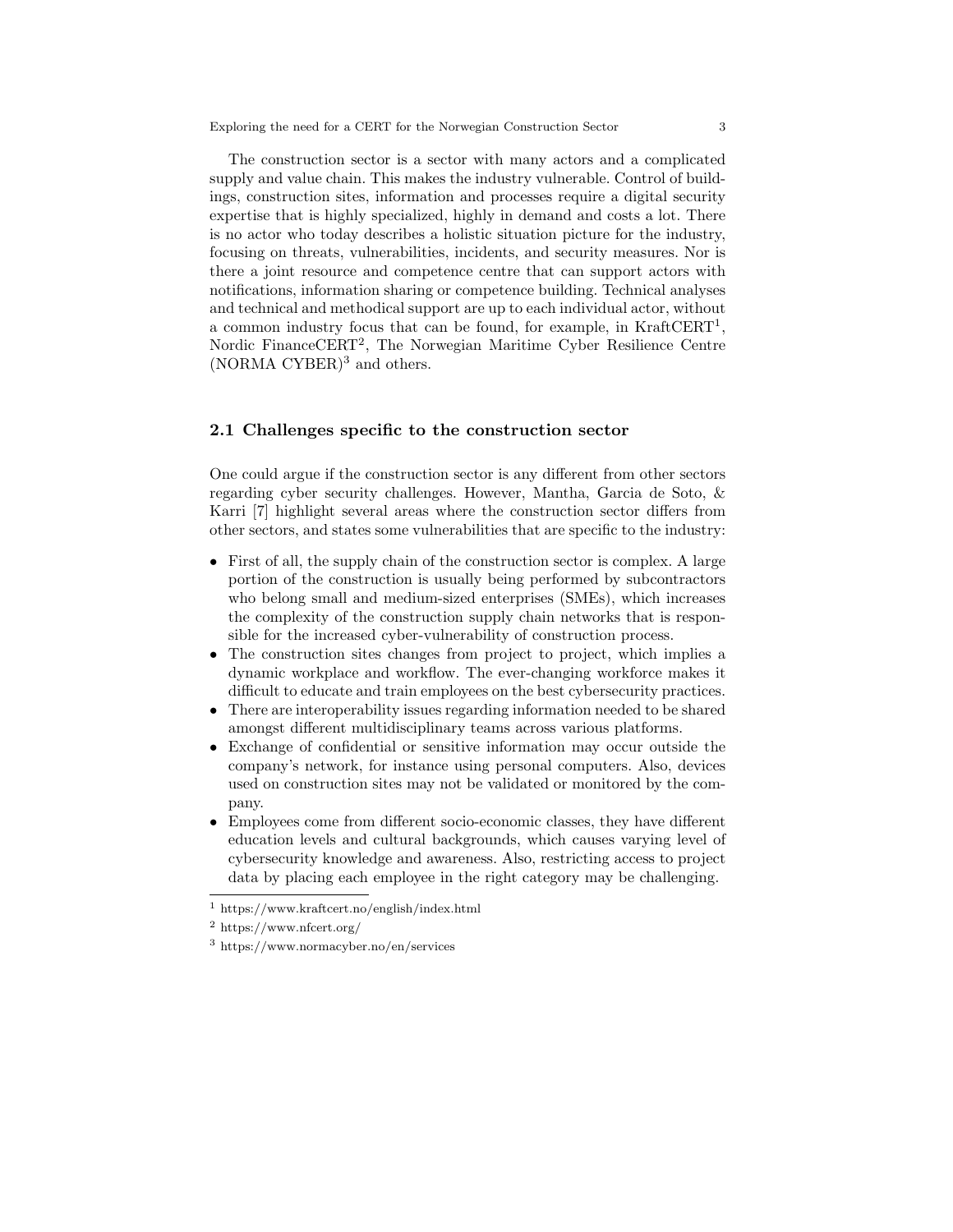The construction sector is a sector with many actors and a complicated supply and value chain. This makes the industry vulnerable. Control of buildings, construction sites, information and processes require a digital security expertise that is highly specialized, highly in demand and costs a lot. There is no actor who today describes a holistic situation picture for the industry, focusing on threats, vulnerabilities, incidents, and security measures. Nor is there a joint resource and competence centre that can support actors with notifications, information sharing or competence building. Technical analyses and technical and methodical support are up to each individual actor, without a common industry focus that can be found, for example, in KraftCERT[1], Nordic FinanceCERT[2], The Norwegian Maritime Cyber Resilience Centre (NORMA CYBER)[3] and others.

### 2.1 Challenges specific to the construction sector

One could argue if the construction sector is any different from other sectors regarding cyber security challenges. However, Mantha, Garcia de Soto, & Karri [7] highlight several areas where the construction sector differs from other sectors, and states some vulnerabilities that are specific to the industry:

- First of all, the supply chain of the construction sector is complex. A large portion of the construction is usually being performed by subcontractors who belong small and medium-sized enterprises (SMEs), which increases the complexity of the construction supply chain networks that is responsible for the increased cyber-vulnerability of construction process.
- The construction sites changes from project to project, which implies a dynamic workplace and workflow. The ever-changing workforce makes it difficult to educate and train employees on the best cybersecurity practices.
- There are interoperability issues regarding information needed to be shared amongst different multidisciplinary teams across various platforms.
- Exchange of confidential or sensitive information may occur outside the company's network, for instance using personal computers. Also, devices used on construction sites may not be validated or monitored by the company.
- Employees come from different socio-economic classes, they have different education levels and cultural backgrounds, which causes varying level of cybersecurity knowledge and awareness. Also, restricting access to project data by placing each employee in the right category may be challenging.

[1] https://www.kraftcert.no/english/index.html

[2] https://www.nfcert.org/

[3] https://www.normacyber.no/en/services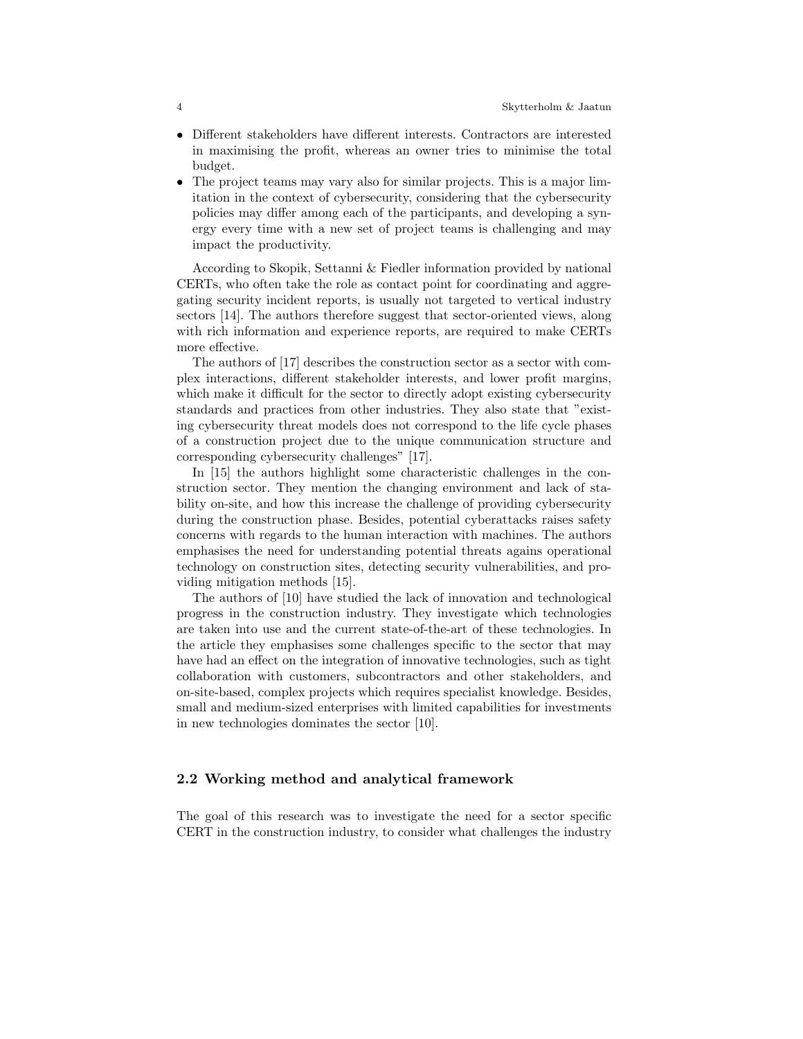- Different stakeholders have different interests. Contractors are interested in maximising the profit, whereas an owner tries to minimise the total budget.
- The project teams may vary also for similar projects. This is a major limitation in the context of cybersecurity, considering that the cybersecurity policies may differ among each of the participants, and developing a synergy every time with a new set of project teams is challenging and may impact the productivity.

According to Skopik, Settanni & Fiedler information provided by national CERTs, who often take the role as contact point for coordinating and aggregating security incident reports, is usually not targeted to vertical industry sectors [14]. The authors therefore suggest that sector-oriented views, along with rich information and experience reports, are required to make CERTs more effective.

The authors of [17] describes the construction sector as a sector with complex interactions, different stakeholder interests, and lower profit margins, which make it difficult for the sector to directly adopt existing cybersecurity standards and practices from other industries. They also state that "existing cybersecurity threat models does not correspond to the life cycle phases of a construction project due to the unique communication structure and corresponding cybersecurity challenges" [17].

In [15] the authors highlight some characteristic challenges in the construction sector. They mention the changing environment and lack of stability on-site, and how this increase the challenge of providing cybersecurity during the construction phase. Besides, potential cyberattacks raises safety concerns with regards to the human interaction with machines. The authors emphasises the need for understanding potential threats agains operational technology on construction sites, detecting security vulnerabilities, and providing mitigation methods [15].

The authors of [10] have studied the lack of innovation and technological progress in the construction industry. They investigate which technologies are taken into use and the current state-of-the-art of these technologies. In the article they emphasises some challenges specific to the sector that may have had an effect on the integration of innovative technologies, such as tight collaboration with customers, subcontractors and other stakeholders, and on-site-based, complex projects which requires specialist knowledge. Besides, small and medium-sized enterprises with limited capabilities for investments in new technologies dominates the sector [10].

### 2.2 Working method and analytical framework

The goal of this research was to investigate the need for a sector specific CERT in the construction industry, to consider what challenges the industry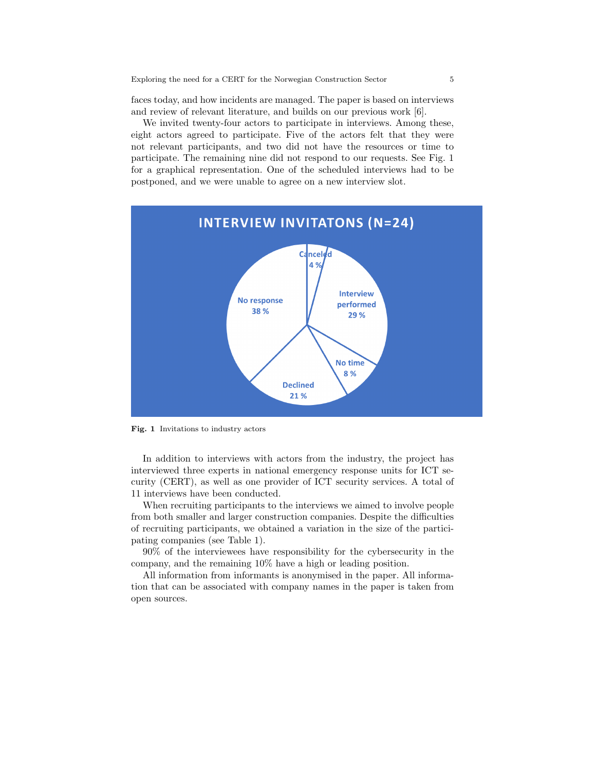faces today, and how incidents are managed. The paper is based on interviews and review of relevant literature, and builds on our previous work [6].

We invited twenty-four actors to participate in interviews. Among these, eight actors agreed to participate. Five of the actors felt that they were not relevant participants, and two did not have the resources or time to participate. The remaining nine did not respond to our requests. See Fig. 1 for a graphical representation. One of the scheduled interviews had to be postponed, and we were unable to agree on a new interview slot.

**INTERVIEW INVITATONS (N=24)**

| Category | Share |
|---|---|
| Canceled | 4 % |
| Interview performed | 29 % |
| No time | 8 % |
| Declined | 21 % |
| No response | 38 % |

**Fig. 1** Invitations to industry actors

In addition to interviews with actors from the industry, the project has interviewed three experts in national emergency response units for ICT security (CERT), as well as one provider of ICT security services. A total of 11 interviews have been conducted.

When recruiting participants to the interviews we aimed to involve people from both smaller and larger construction companies. Despite the difficulties of recruiting participants, we obtained a variation in the size of the participating companies (see Table 1).

90% of the interviewees have responsibility for the cybersecurity in the company, and the remaining 10% have a high or leading position.

All information from informants is anonymised in the paper. All information that can be associated with company names in the paper is taken from open sources.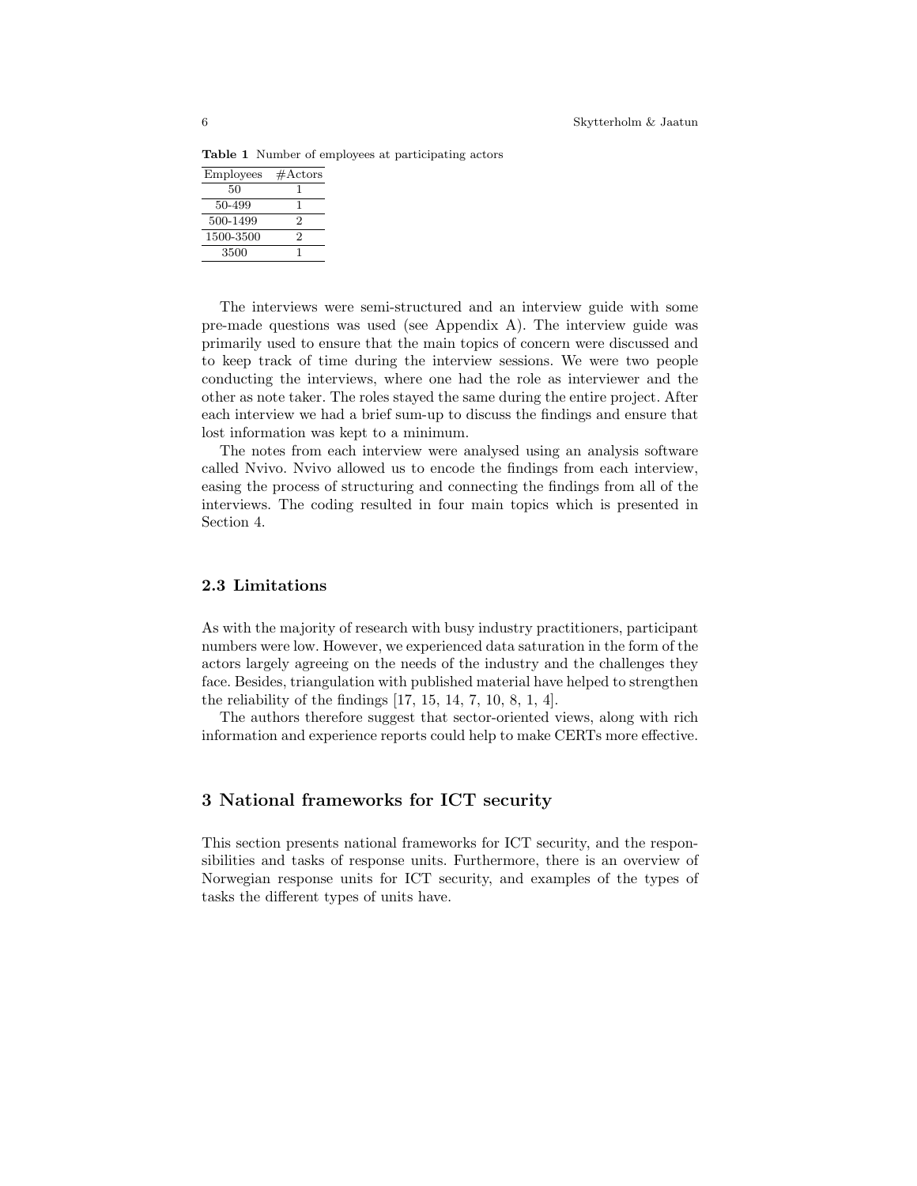**Table 1** Number of employees at participating actors

| Employees | #Actors |
|---|---|
| 50 | 1 |
| 50-499 | 1 |
| 500-1499 | 2 |
| 1500-3500 | 2 |
| 3500 | 1 |

The interviews were semi-structured and an interview guide with some pre-made questions was used (see Appendix A). The interview guide was primarily used to ensure that the main topics of concern were discussed and to keep track of time during the interview sessions. We were two people conducting the interviews, where one had the role as interviewer and the other as note taker. The roles stayed the same during the entire project. After each interview we had a brief sum-up to discuss the findings and ensure that lost information was kept to a minimum.

The notes from each interview were analysed using an analysis software called Nvivo. Nvivo allowed us to encode the findings from each interview, easing the process of structuring and connecting the findings from all of the interviews. The coding resulted in four main topics which is presented in Section 4.

### 2.3 Limitations

As with the majority of research with busy industry practitioners, participant numbers were low. However, we experienced data saturation in the form of the actors largely agreeing on the needs of the industry and the challenges they face. Besides, triangulation with published material have helped to strengthen the reliability of the findings [17, 15, 14, 7, 10, 8, 1, 4].

The authors therefore suggest that sector-oriented views, along with rich information and experience reports could help to make CERTs more effective.

## 3 National frameworks for ICT security

This section presents national frameworks for ICT security, and the responsibilities and tasks of response units. Furthermore, there is an overview of Norwegian response units for ICT security, and examples of the types of tasks the different types of units have.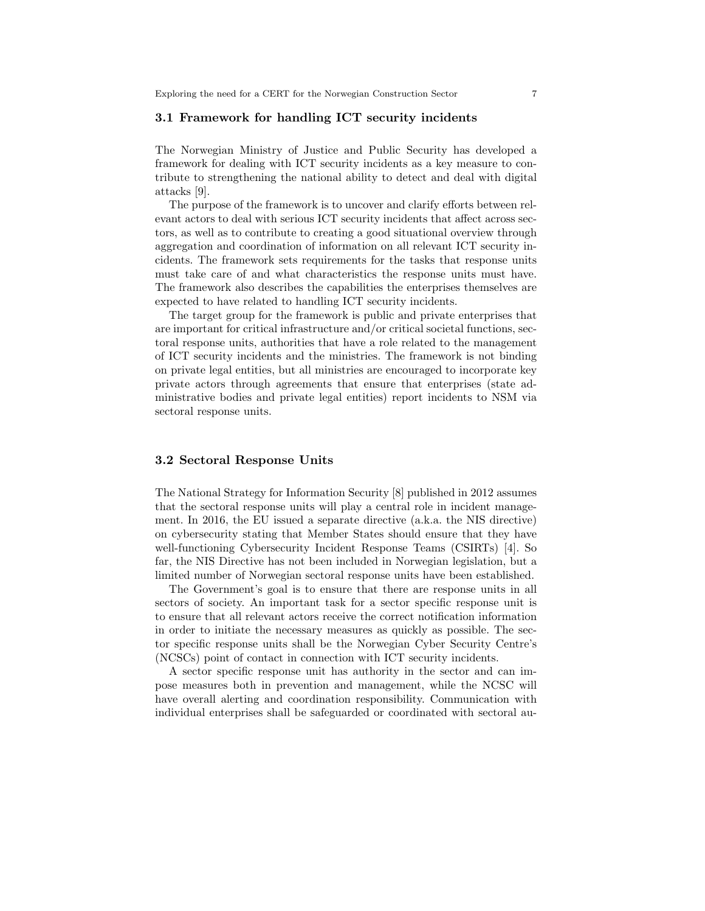### 3.1 Framework for handling ICT security incidents

The Norwegian Ministry of Justice and Public Security has developed a framework for dealing with ICT security incidents as a key measure to contribute to strengthening the national ability to detect and deal with digital attacks [9].

The purpose of the framework is to uncover and clarify efforts between relevant actors to deal with serious ICT security incidents that affect across sectors, as well as to contribute to creating a good situational overview through aggregation and coordination of information on all relevant ICT security incidents. The framework sets requirements for the tasks that response units must take care of and what characteristics the response units must have. The framework also describes the capabilities the enterprises themselves are expected to have related to handling ICT security incidents.

The target group for the framework is public and private enterprises that are important for critical infrastructure and/or critical societal functions, sectoral response units, authorities that have a role related to the management of ICT security incidents and the ministries. The framework is not binding on private legal entities, but all ministries are encouraged to incorporate key private actors through agreements that ensure that enterprises (state administrative bodies and private legal entities) report incidents to NSM via sectoral response units.

### 3.2 Sectoral Response Units

The National Strategy for Information Security [8] published in 2012 assumes that the sectoral response units will play a central role in incident management. In 2016, the EU issued a separate directive (a.k.a. the NIS directive) on cybersecurity stating that Member States should ensure that they have well-functioning Cybersecurity Incident Response Teams (CSIRTs) [4]. So far, the NIS Directive has not been included in Norwegian legislation, but a limited number of Norwegian sectoral response units have been established.

The Government's goal is to ensure that there are response units in all sectors of society. An important task for a sector specific response unit is to ensure that all relevant actors receive the correct notification information in order to initiate the necessary measures as quickly as possible. The sector specific response units shall be the Norwegian Cyber Security Centre's (NCSCs) point of contact in connection with ICT security incidents.

A sector specific response unit has authority in the sector and can impose measures both in prevention and management, while the NCSC will have overall alerting and coordination responsibility. Communication with individual enterprises shall be safeguarded or coordinated with sectoral au-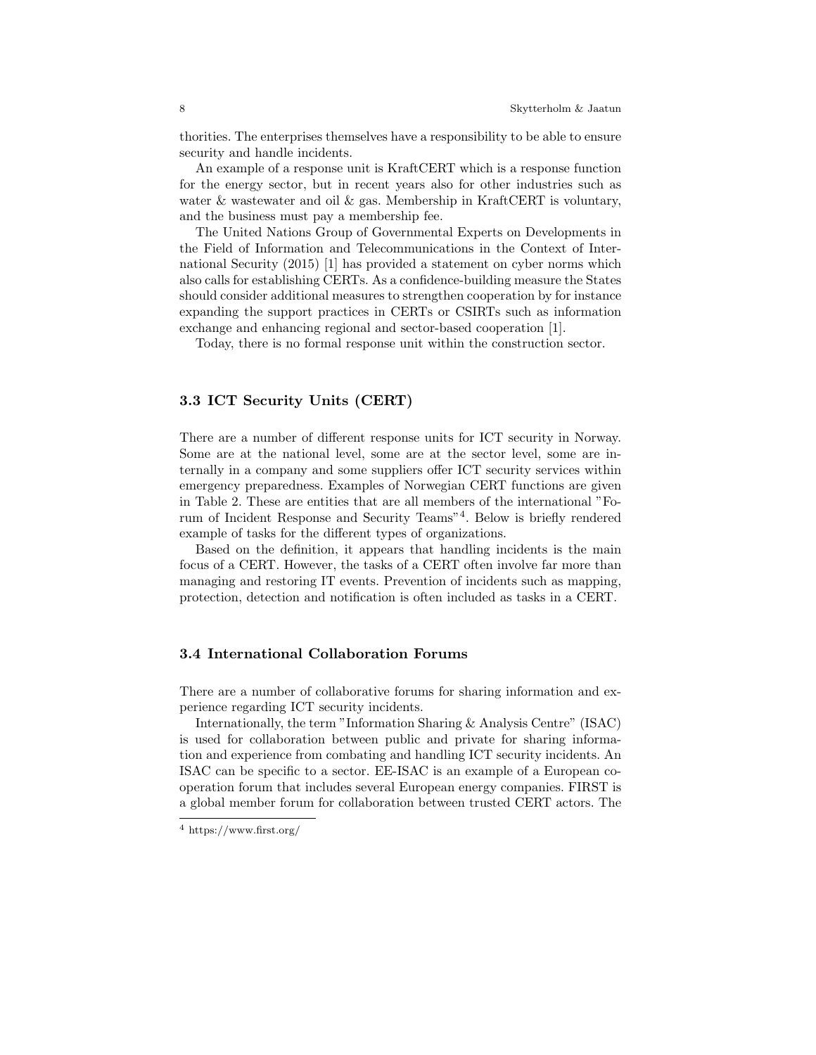thorities. The enterprises themselves have a responsibility to be able to ensure security and handle incidents.

An example of a response unit is KraftCERT which is a response function for the energy sector, but in recent years also for other industries such as water & wastewater and oil & gas. Membership in KraftCERT is voluntary, and the business must pay a membership fee.

The United Nations Group of Governmental Experts on Developments in the Field of Information and Telecommunications in the Context of International Security (2015) [1] has provided a statement on cyber norms which also calls for establishing CERTs. As a confidence-building measure the States should consider additional measures to strengthen cooperation by for instance expanding the support practices in CERTs or CSIRTs such as information exchange and enhancing regional and sector-based cooperation [1].

Today, there is no formal response unit within the construction sector.

### 3.3 ICT Security Units (CERT)

There are a number of different response units for ICT security in Norway. Some are at the national level, some are at the sector level, some are internally in a company and some suppliers offer ICT security services within emergency preparedness. Examples of Norwegian CERT functions are given in Table 2. These are entities that are all members of the international "Forum of Incident Response and Security Teams"[4]. Below is briefly rendered example of tasks for the different types of organizations.

Based on the definition, it appears that handling incidents is the main focus of a CERT. However, the tasks of a CERT often involve far more than managing and restoring IT events. Prevention of incidents such as mapping, protection, detection and notification is often included as tasks in a CERT.

### 3.4 International Collaboration Forums

There are a number of collaborative forums for sharing information and experience regarding ICT security incidents.

Internationally, the term "Information Sharing & Analysis Centre" (ISAC) is used for collaboration between public and private for sharing information and experience from combating and handling ICT security incidents. An ISAC can be specific to a sector. EE-ISAC is an example of a European cooperation forum that includes several European energy companies. FIRST is a global member forum for collaboration between trusted CERT actors. The

[4] https://www.first.org/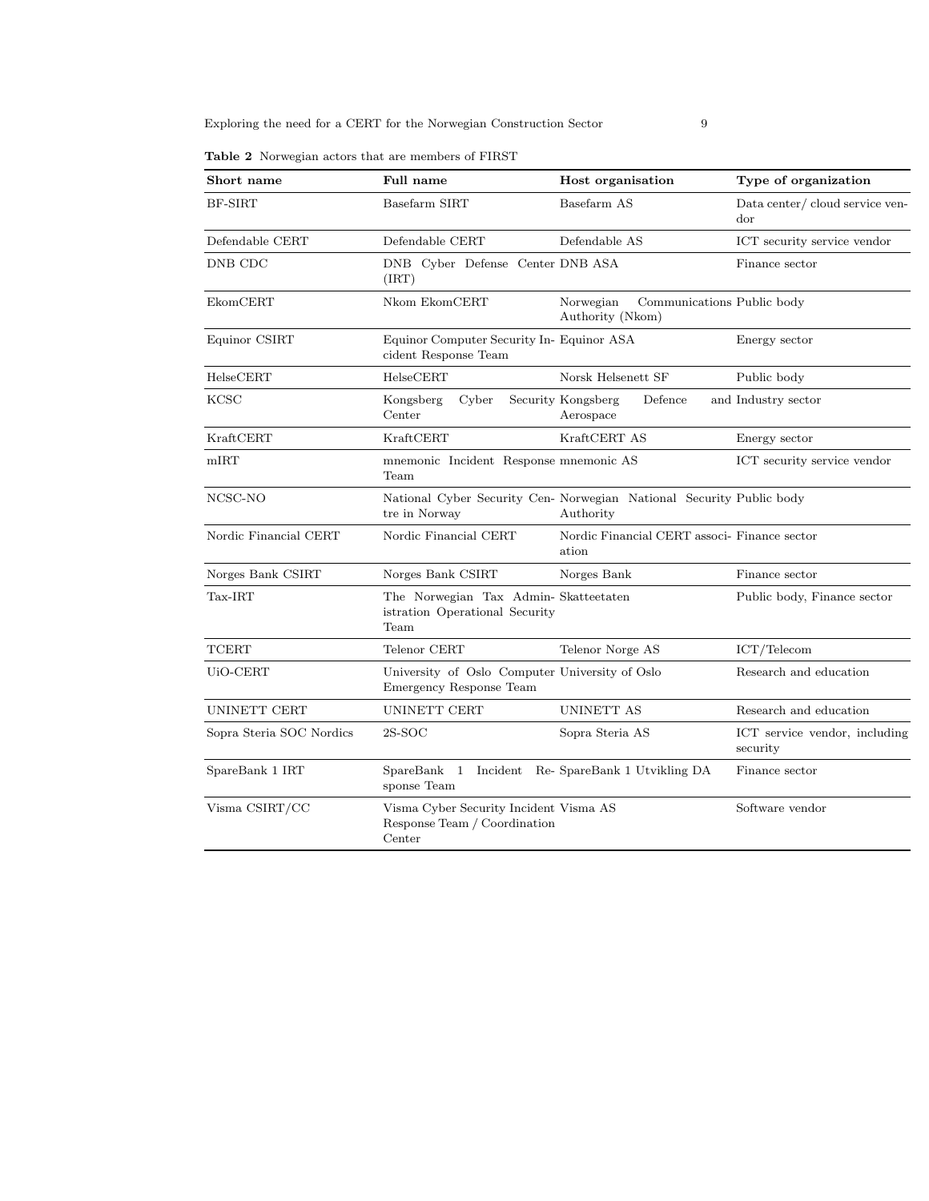**Table 2** Norwegian actors that are members of FIRST

| Short name | Full name | Host organisation | Type of organization |
|---|---|---|---|
| BF-SIRT | Basefarm SIRT | Basefarm AS | Data center/ cloud service vendor |
| Defendable CERT | Defendable CERT | Defendable AS | ICT security service vendor |
| DNB CDC | DNB Cyber Defense Center (IRT) | DNB ASA | Finance sector |
| EkomCERT | Nkom EkomCERT | Norwegian Communications Authority (Nkom) | Public body |
| Equinor CSIRT | Equinor Computer Security Incident Response Team | Equinor ASA | Energy sector |
| HelseCERT | HelseCERT | Norsk Helsenett SF | Public body |
| KCSC | Kongsberg Cyber Security Center | Kongsberg Defence and Aerospace | Industry sector |
| KraftCERT | KraftCERT | KraftCERT AS | Energy sector |
| mIRT | mnemonic Incident Response Team | mnemonic AS | ICT security service vendor |
| NCSC-NO | National Cyber Security Centre in Norway | Norwegian National Security Authority | Public body |
| Nordic Financial CERT | Nordic Financial CERT | Nordic Financial CERT association | Finance sector |
| Norges Bank CSIRT | Norges Bank CSIRT | Norges Bank | Finance sector |
| Tax-IRT | The Norwegian Tax Administration Operational Security Team | Skatteetaten | Public body, Finance sector |
| TCERT | Telenor CERT | Telenor Norge AS | ICT/Telecom |
| UiO-CERT | University of Oslo Computer Emergency Response Team | University of Oslo | Research and education |
| UNINETT CERT | UNINETT CERT | UNINETT AS | Research and education |
| Sopra Steria SOC Nordics | 2S-SOC | Sopra Steria AS | ICT service vendor, including security |
| SpareBank 1 IRT | SpareBank 1 Incident Response Team | SpareBank 1 Utvikling DA | Finance sector |
| Visma CSIRT/CC | Visma Cyber Security Incident Response Team / Coordination Center | Visma AS | Software vendor |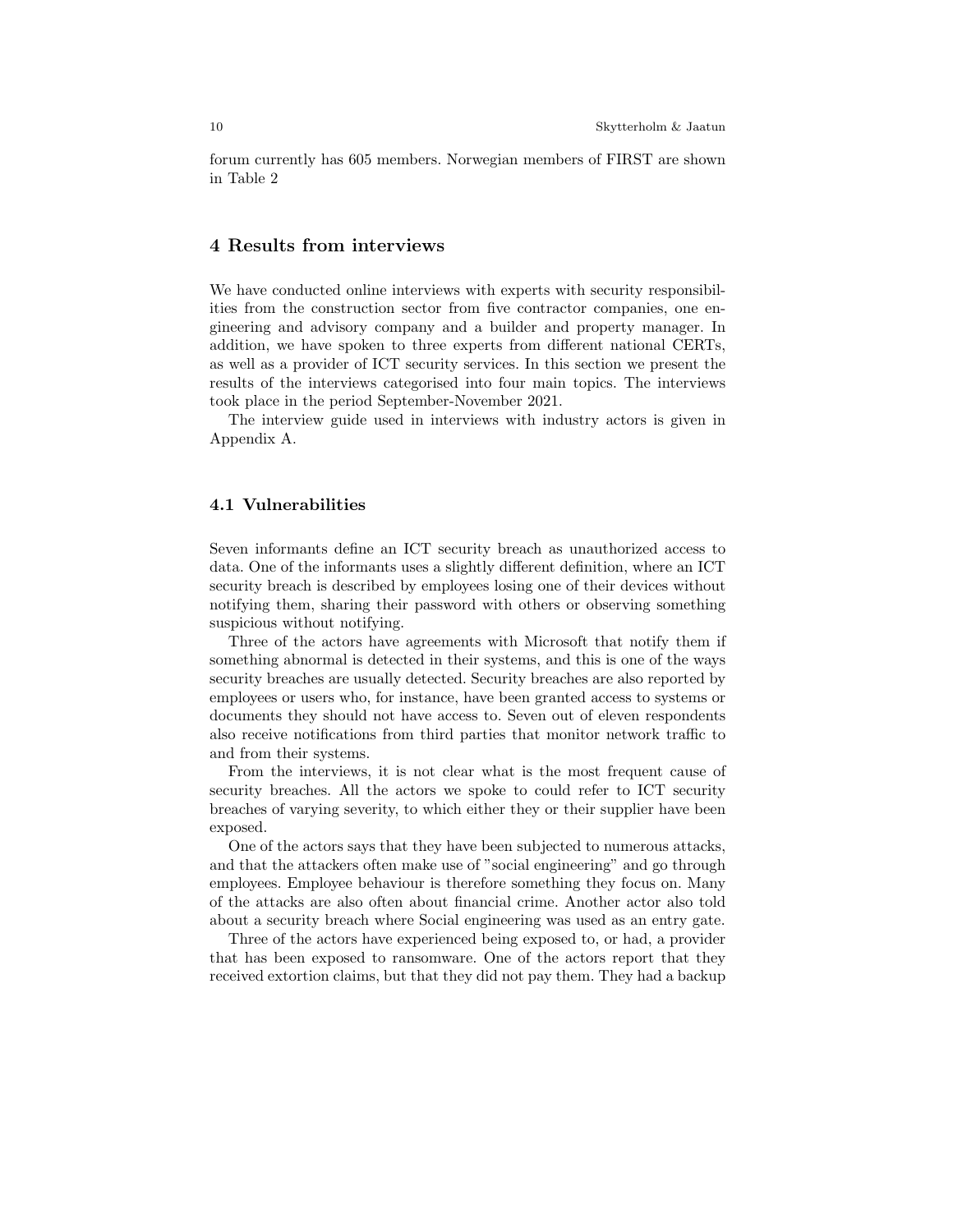forum currently has 605 members. Norwegian members of FIRST are shown in Table 2

# 4 Results from interviews

We have conducted online interviews with experts with security responsibilities from the construction sector from five contractor companies, one engineering and advisory company and a builder and property manager. In addition, we have spoken to three experts from different national CERTs, as well as a provider of ICT security services. In this section we present the results of the interviews categorised into four main topics. The interviews took place in the period September-November 2021.

The interview guide used in interviews with industry actors is given in Appendix A.

## 4.1 Vulnerabilities

Seven informants define an ICT security breach as unauthorized access to data. One of the informants uses a slightly different definition, where an ICT security breach is described by employees losing one of their devices without notifying them, sharing their password with others or observing something suspicious without notifying.

Three of the actors have agreements with Microsoft that notify them if something abnormal is detected in their systems, and this is one of the ways security breaches are usually detected. Security breaches are also reported by employees or users who, for instance, have been granted access to systems or documents they should not have access to. Seven out of eleven respondents also receive notifications from third parties that monitor network traffic to and from their systems.

From the interviews, it is not clear what is the most frequent cause of security breaches. All the actors we spoke to could refer to ICT security breaches of varying severity, to which either they or their supplier have been exposed.

One of the actors says that they have been subjected to numerous attacks, and that the attackers often make use of "social engineering" and go through employees. Employee behaviour is therefore something they focus on. Many of the attacks are also often about financial crime. Another actor also told about a security breach where Social engineering was used as an entry gate.

Three of the actors have experienced being exposed to, or had, a provider that has been exposed to ransomware. One of the actors report that they received extortion claims, but that they did not pay them. They had a backup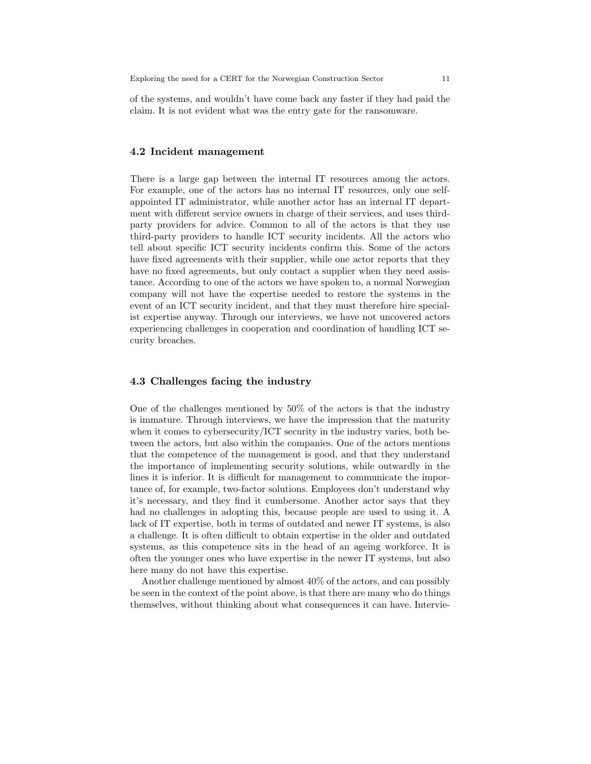of the systems, and wouldn't have come back any faster if they had paid the claim. It is not evident what was the entry gate for the ransomware.

### 4.2 Incident management

There is a large gap between the internal IT resources among the actors. For example, one of the actors has no internal IT resources, only one self-appointed IT administrator, while another actor has an internal IT department with different service owners in charge of their services, and uses third-party providers for advice. Common to all of the actors is that they use third-party providers to handle ICT security incidents. All the actors who tell about specific ICT security incidents confirm this. Some of the actors have fixed agreements with their supplier, while one actor reports that they have no fixed agreements, but only contact a supplier when they need assistance. According to one of the actors we have spoken to, a normal Norwegian company will not have the expertise needed to restore the systems in the event of an ICT security incident, and that they must therefore hire specialist expertise anyway. Through our interviews, we have not uncovered actors experiencing challenges in cooperation and coordination of handling ICT security breaches.

### 4.3 Challenges facing the industry

One of the challenges mentioned by 50% of the actors is that the industry is immature. Through interviews, we have the impression that the maturity when it comes to cybersecurity/ICT security in the industry varies, both between the actors, but also within the companies. One of the actors mentions that the competence of the management is good, and that they understand the importance of implementing security solutions, while outwardly in the lines it is inferior. It is difficult for management to communicate the importance of, for example, two-factor solutions. Employees don't understand why it's necessary, and they find it cumbersome. Another actor says that they had no challenges in adopting this, because people are used to using it. A lack of IT expertise, both in terms of outdated and newer IT systems, is also a challenge. It is often difficult to obtain expertise in the older and outdated systems, as this competence sits in the head of an ageing workforce. It is often the younger ones who have expertise in the newer IT systems, but also here many do not have this expertise.

Another challenge mentioned by almost 40% of the actors, and can possibly be seen in the context of the point above, is that there are many who do things themselves, without thinking about what consequences it can have. Intervie-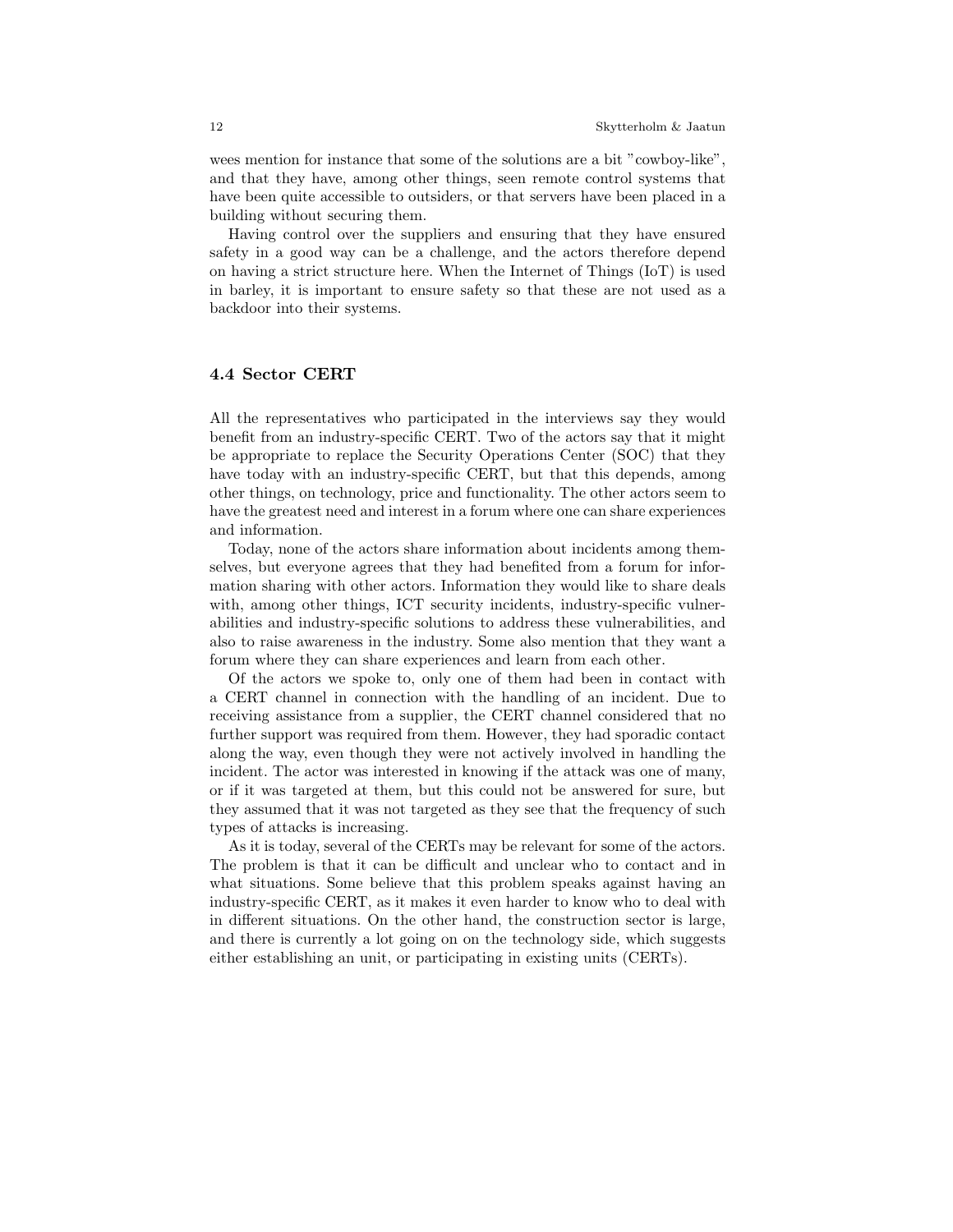wees mention for instance that some of the solutions are a bit "cowboy-like", and that they have, among other things, seen remote control systems that have been quite accessible to outsiders, or that servers have been placed in a building without securing them.

Having control over the suppliers and ensuring that they have ensured safety in a good way can be a challenge, and the actors therefore depend on having a strict structure here. When the Internet of Things (IoT) is used in barley, it is important to ensure safety so that these are not used as a backdoor into their systems.

### 4.4 Sector CERT

All the representatives who participated in the interviews say they would benefit from an industry-specific CERT. Two of the actors say that it might be appropriate to replace the Security Operations Center (SOC) that they have today with an industry-specific CERT, but that this depends, among other things, on technology, price and functionality. The other actors seem to have the greatest need and interest in a forum where one can share experiences and information.

Today, none of the actors share information about incidents among themselves, but everyone agrees that they had benefited from a forum for information sharing with other actors. Information they would like to share deals with, among other things, ICT security incidents, industry-specific vulnerabilities and industry-specific solutions to address these vulnerabilities, and also to raise awareness in the industry. Some also mention that they want a forum where they can share experiences and learn from each other.

Of the actors we spoke to, only one of them had been in contact with a CERT channel in connection with the handling of an incident. Due to receiving assistance from a supplier, the CERT channel considered that no further support was required from them. However, they had sporadic contact along the way, even though they were not actively involved in handling the incident. The actor was interested in knowing if the attack was one of many, or if it was targeted at them, but this could not be answered for sure, but they assumed that it was not targeted as they see that the frequency of such types of attacks is increasing.

As it is today, several of the CERTs may be relevant for some of the actors. The problem is that it can be difficult and unclear who to contact and in what situations. Some believe that this problem speaks against having an industry-specific CERT, as it makes it even harder to know who to deal with in different situations. On the other hand, the construction sector is large, and there is currently a lot going on on the technology side, which suggests either establishing an unit, or participating in existing units (CERTs).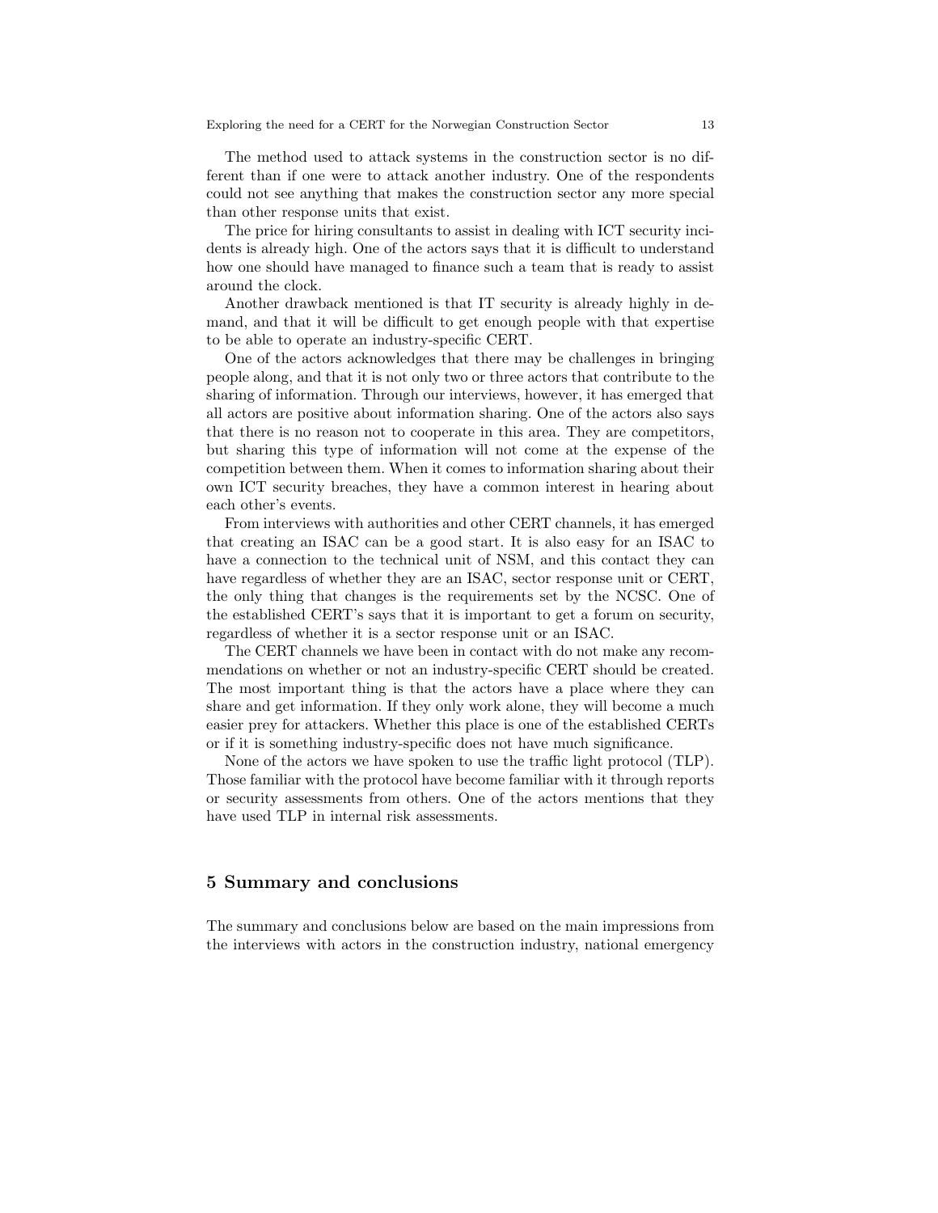The method used to attack systems in the construction sector is no different than if one were to attack another industry. One of the respondents could not see anything that makes the construction sector any more special than other response units that exist.

The price for hiring consultants to assist in dealing with ICT security incidents is already high. One of the actors says that it is difficult to understand how one should have managed to finance such a team that is ready to assist around the clock.

Another drawback mentioned is that IT security is already highly in demand, and that it will be difficult to get enough people with that expertise to be able to operate an industry-specific CERT.

One of the actors acknowledges that there may be challenges in bringing people along, and that it is not only two or three actors that contribute to the sharing of information. Through our interviews, however, it has emerged that all actors are positive about information sharing. One of the actors also says that there is no reason not to cooperate in this area. They are competitors, but sharing this type of information will not come at the expense of the competition between them. When it comes to information sharing about their own ICT security breaches, they have a common interest in hearing about each other's events.

From interviews with authorities and other CERT channels, it has emerged that creating an ISAC can be a good start. It is also easy for an ISAC to have a connection to the technical unit of NSM, and this contact they can have regardless of whether they are an ISAC, sector response unit or CERT, the only thing that changes is the requirements set by the NCSC. One of the established CERT's says that it is important to get a forum on security, regardless of whether it is a sector response unit or an ISAC.

The CERT channels we have been in contact with do not make any recommendations on whether or not an industry-specific CERT should be created. The most important thing is that the actors have a place where they can share and get information. If they only work alone, they will become a much easier prey for attackers. Whether this place is one of the established CERTs or if it is something industry-specific does not have much significance.

None of the actors we have spoken to use the traffic light protocol (TLP). Those familiar with the protocol have become familiar with it through reports or security assessments from others. One of the actors mentions that they have used TLP in internal risk assessments.

## 5 Summary and conclusions

The summary and conclusions below are based on the main impressions from the interviews with actors in the construction industry, national emergency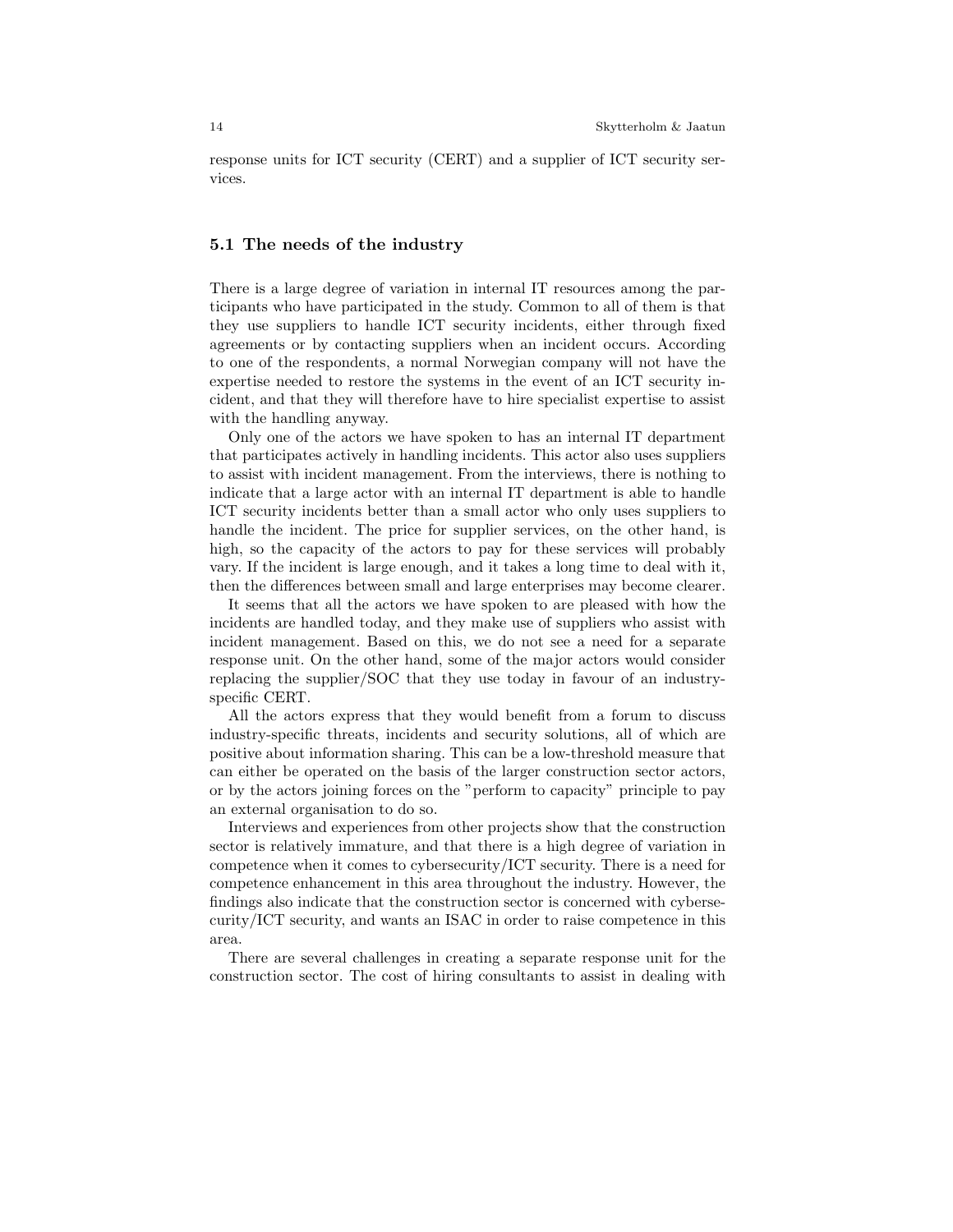response units for ICT security (CERT) and a supplier of ICT security services.

### 5.1 The needs of the industry

There is a large degree of variation in internal IT resources among the participants who have participated in the study. Common to all of them is that they use suppliers to handle ICT security incidents, either through fixed agreements or by contacting suppliers when an incident occurs. According to one of the respondents, a normal Norwegian company will not have the expertise needed to restore the systems in the event of an ICT security incident, and that they will therefore have to hire specialist expertise to assist with the handling anyway.

Only one of the actors we have spoken to has an internal IT department that participates actively in handling incidents. This actor also uses suppliers to assist with incident management. From the interviews, there is nothing to indicate that a large actor with an internal IT department is able to handle ICT security incidents better than a small actor who only uses suppliers to handle the incident. The price for supplier services, on the other hand, is high, so the capacity of the actors to pay for these services will probably vary. If the incident is large enough, and it takes a long time to deal with it, then the differences between small and large enterprises may become clearer.

It seems that all the actors we have spoken to are pleased with how the incidents are handled today, and they make use of suppliers who assist with incident management. Based on this, we do not see a need for a separate response unit. On the other hand, some of the major actors would consider replacing the supplier/SOC that they use today in favour of an industry-specific CERT.

All the actors express that they would benefit from a forum to discuss industry-specific threats, incidents and security solutions, all of which are positive about information sharing. This can be a low-threshold measure that can either be operated on the basis of the larger construction sector actors, or by the actors joining forces on the "perform to capacity" principle to pay an external organisation to do so.

Interviews and experiences from other projects show that the construction sector is relatively immature, and that there is a high degree of variation in competence when it comes to cybersecurity/ICT security. There is a need for competence enhancement in this area throughout the industry. However, the findings also indicate that the construction sector is concerned with cybersecurity/ICT security, and wants an ISAC in order to raise competence in this area.

There are several challenges in creating a separate response unit for the construction sector. The cost of hiring consultants to assist in dealing with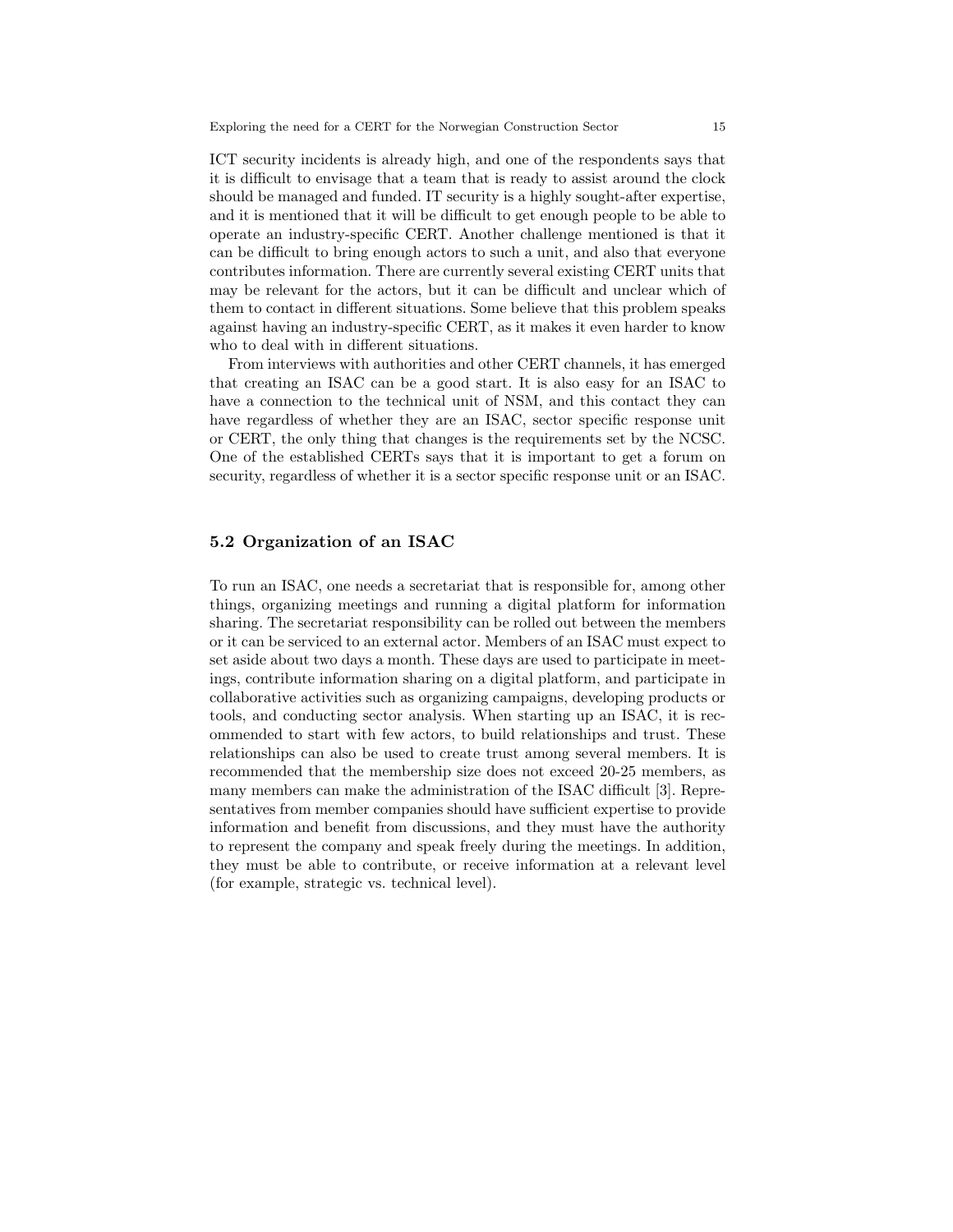ICT security incidents is already high, and one of the respondents says that it is difficult to envisage that a team that is ready to assist around the clock should be managed and funded. IT security is a highly sought-after expertise, and it is mentioned that it will be difficult to get enough people to be able to operate an industry-specific CERT. Another challenge mentioned is that it can be difficult to bring enough actors to such a unit, and also that everyone contributes information. There are currently several existing CERT units that may be relevant for the actors, but it can be difficult and unclear which of them to contact in different situations. Some believe that this problem speaks against having an industry-specific CERT, as it makes it even harder to know who to deal with in different situations.

From interviews with authorities and other CERT channels, it has emerged that creating an ISAC can be a good start. It is also easy for an ISAC to have a connection to the technical unit of NSM, and this contact they can have regardless of whether they are an ISAC, sector specific response unit or CERT, the only thing that changes is the requirements set by the NCSC. One of the established CERTs says that it is important to get a forum on security, regardless of whether it is a sector specific response unit or an ISAC.

## 5.2 Organization of an ISAC

To run an ISAC, one needs a secretariat that is responsible for, among other things, organizing meetings and running a digital platform for information sharing. The secretariat responsibility can be rolled out between the members or it can be serviced to an external actor. Members of an ISAC must expect to set aside about two days a month. These days are used to participate in meetings, contribute information sharing on a digital platform, and participate in collaborative activities such as organizing campaigns, developing products or tools, and conducting sector analysis. When starting up an ISAC, it is recommended to start with few actors, to build relationships and trust. These relationships can also be used to create trust among several members. It is recommended that the membership size does not exceed 20-25 members, as many members can make the administration of the ISAC difficult [3]. Representatives from member companies should have sufficient expertise to provide information and benefit from discussions, and they must have the authority to represent the company and speak freely during the meetings. In addition, they must be able to contribute, or receive information at a relevant level (for example, strategic vs. technical level).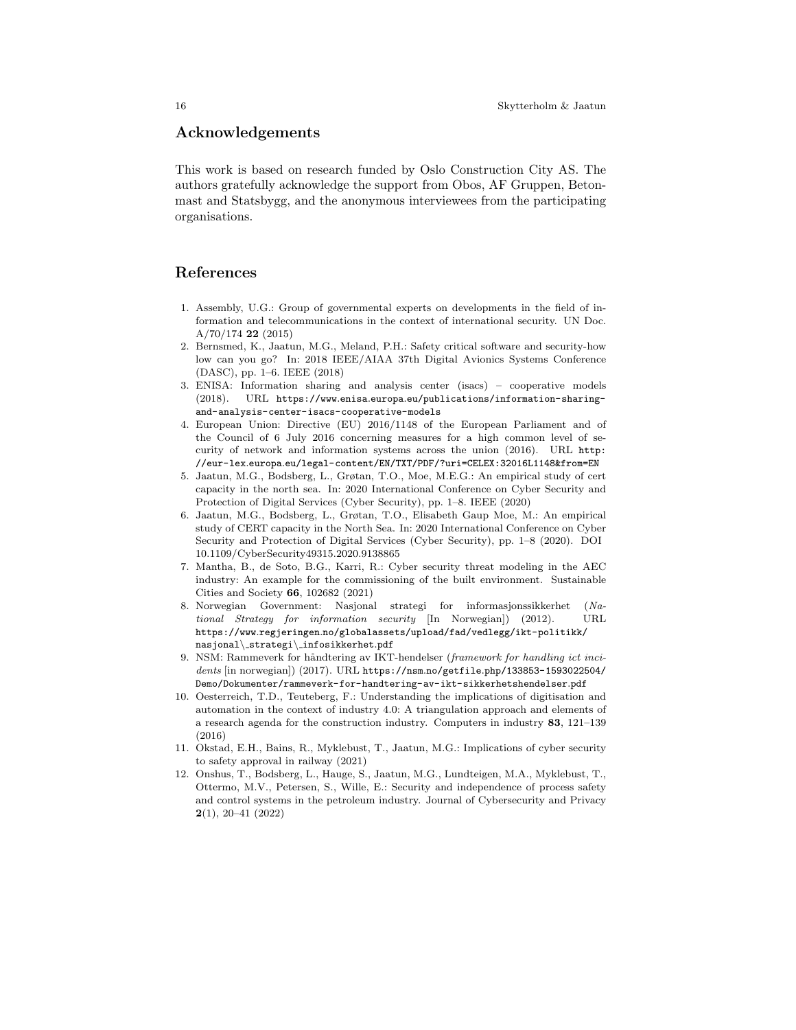## Acknowledgements

This work is based on research funded by Oslo Construction City AS. The authors gratefully acknowledge the support from Obos, AF Gruppen, Betonmast and Statsbygg, and the anonymous interviewees from the participating organisations.

## References

1. Assembly, U.G.: Group of governmental experts on developments in the field of information and telecommunications in the context of international security. UN Doc. A/70/174 **22** (2015)
2. Bernsmed, K., Jaatun, M.G., Meland, P.H.: Safety critical software and security-how low can you go? In: 2018 IEEE/AIAA 37th Digital Avionics Systems Conference (DASC), pp. 1–6. IEEE (2018)
3. ENISA: Information sharing and analysis center (isacs) – cooperative models (2018). URL `https://www.enisa.europa.eu/publications/information-sharing-and-analysis-center-isacs-cooperative-models`
4. European Union: Directive (EU) 2016/1148 of the European Parliament and of the Council of 6 July 2016 concerning measures for a high common level of security of network and information systems across the union (2016). URL `http://eur-lex.europa.eu/legal-content/EN/TXT/PDF/?uri=CELEX:32016L1148&from=EN`
5. Jaatun, M.G., Bodsberg, L., Grøtan, T.O., Moe, M.E.G.: An empirical study of cert capacity in the north sea. In: 2020 International Conference on Cyber Security and Protection of Digital Services (Cyber Security), pp. 1–8. IEEE (2020)
6. Jaatun, M.G., Bodsberg, L., Grøtan, T.O., Elisabeth Gaup Moe, M.: An empirical study of CERT capacity in the North Sea. In: 2020 International Conference on Cyber Security and Protection of Digital Services (Cyber Security), pp. 1–8 (2020). DOI 10.1109/CyberSecurity49315.2020.9138865
7. Mantha, B., de Soto, B.G., Karri, R.: Cyber security threat modeling in the AEC industry: An example for the commissioning of the built environment. Sustainable Cities and Society **66**, 102682 (2021)
8. Norwegian Government: Nasjonal strategi for informasjonssikkerhet (*National Strategy for information security* [In Norwegian]) (2012). URL `https://www.regjeringen.no/globalassets/upload/fad/vedlegg/ikt-politikk/nasjonal\_strategi\_infosikkerhet.pdf`
9. NSM: Rammeverk for håndtering av IKT-hendelser (*framework for handling ict incidents* [in norwegian]) (2017). URL `https://nsm.no/getfile.php/133853-1593022504/Demo/Dokumenter/rammeverk-for-handtering-av-ikt-sikkerhetshendelser.pdf`
10. Oesterreich, T.D., Teuteberg, F.: Understanding the implications of digitisation and automation in the context of industry 4.0: A triangulation approach and elements of a research agenda for the construction industry. Computers in industry **83**, 121–139 (2016)
11. Okstad, E.H., Bains, R., Myklebust, T., Jaatun, M.G.: Implications of cyber security to safety approval in railway (2021)
12. Onshus, T., Bodsberg, L., Hauge, S., Jaatun, M.G., Lundteigen, M.A., Myklebust, T., Ottermo, M.V., Petersen, S., Wille, E.: Security and independence of process safety and control systems in the petroleum industry. Journal of Cybersecurity and Privacy **2**(1), 20–41 (2022)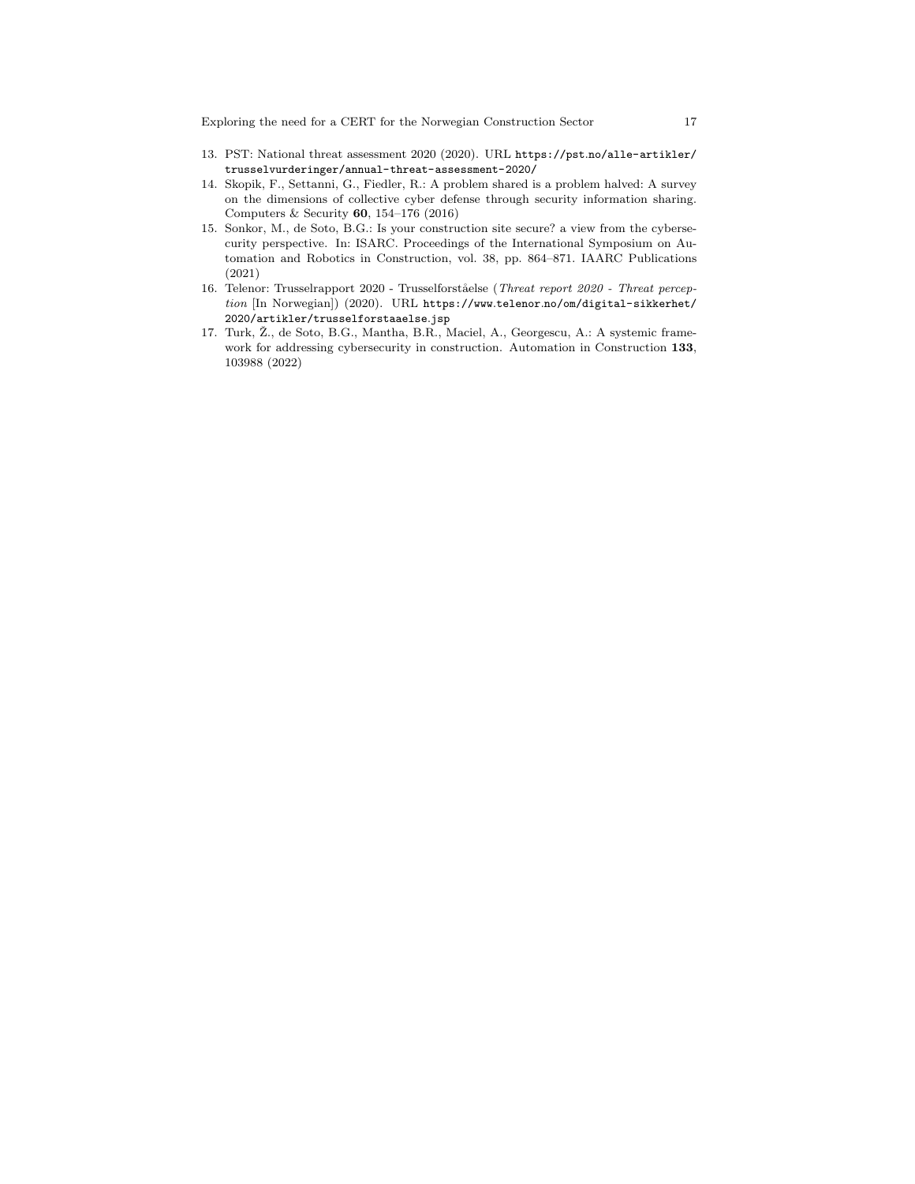13. PST: National threat assessment 2020 (2020). URL https://pst.no/alle-artikler/trusselvurderinger/annual-threat-assessment-2020/
14. Skopik, F., Settanni, G., Fiedler, R.: A problem shared is a problem halved: A survey on the dimensions of collective cyber defense through security information sharing. Computers & Security **60**, 154–176 (2016)
15. Sonkor, M., de Soto, B.G.: Is your construction site secure? a view from the cybersecurity perspective. In: ISARC. Proceedings of the International Symposium on Automation and Robotics in Construction, vol. 38, pp. 864–871. IAARC Publications (2021)
16. Telenor: Trusselrapport 2020 - Trusselforståelse (*Threat report 2020 - Threat perception* [In Norwegian]) (2020). URL https://www.telenor.no/om/digital-sikkerhet/2020/artikler/trusselforstaaelse.jsp
17. Turk, Ž., de Soto, B.G., Mantha, B.R., Maciel, A., Georgescu, A.: A systemic framework for addressing cybersecurity in construction. Automation in Construction **133**, 103988 (2022)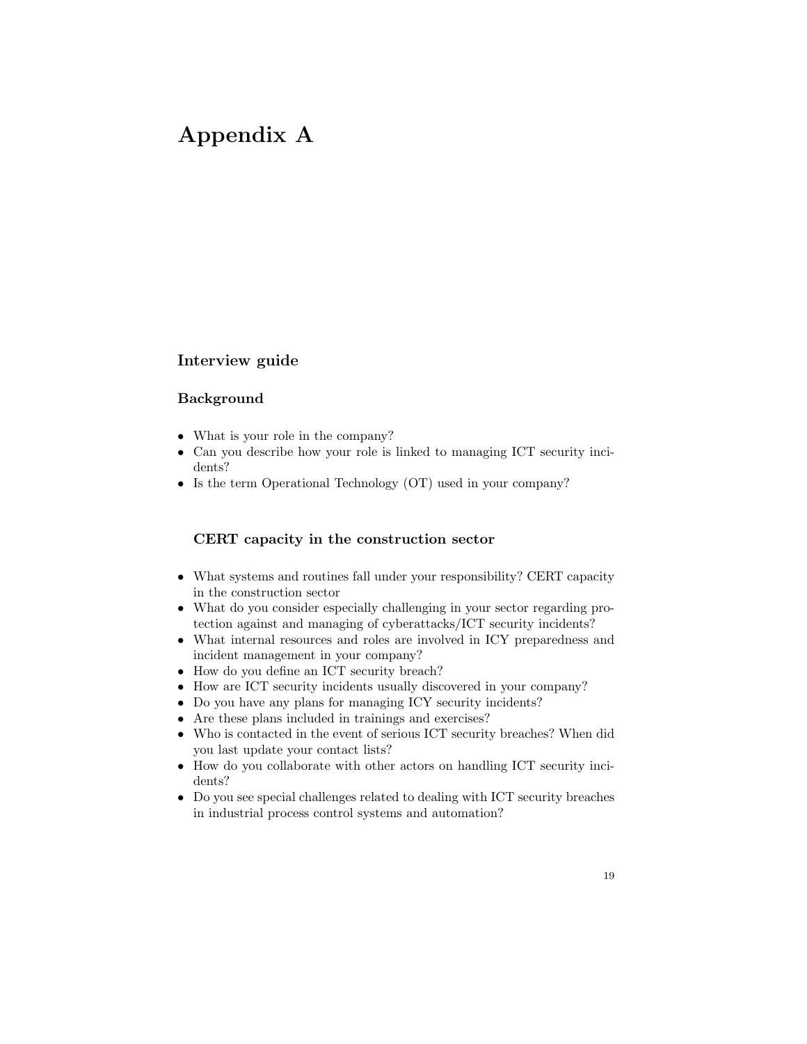# Appendix A

## Interview guide

### Background

- What is your role in the company?
- Can you describe how your role is linked to managing ICT security incidents?
- Is the term Operational Technology (OT) used in your company?

### CERT capacity in the construction sector

- What systems and routines fall under your responsibility? CERT capacity in the construction sector
- What do you consider especially challenging in your sector regarding protection against and managing of cyberattacks/ICT security incidents?
- What internal resources and roles are involved in ICY preparedness and incident management in your company?
- How do you define an ICT security breach?
- How are ICT security incidents usually discovered in your company?
- Do you have any plans for managing ICY security incidents?
- Are these plans included in trainings and exercises?
- Who is contacted in the event of serious ICT security breaches? When did you last update your contact lists?
- How do you collaborate with other actors on handling ICT security incidents?
- Do you see special challenges related to dealing with ICT security breaches in industrial process control systems and automation?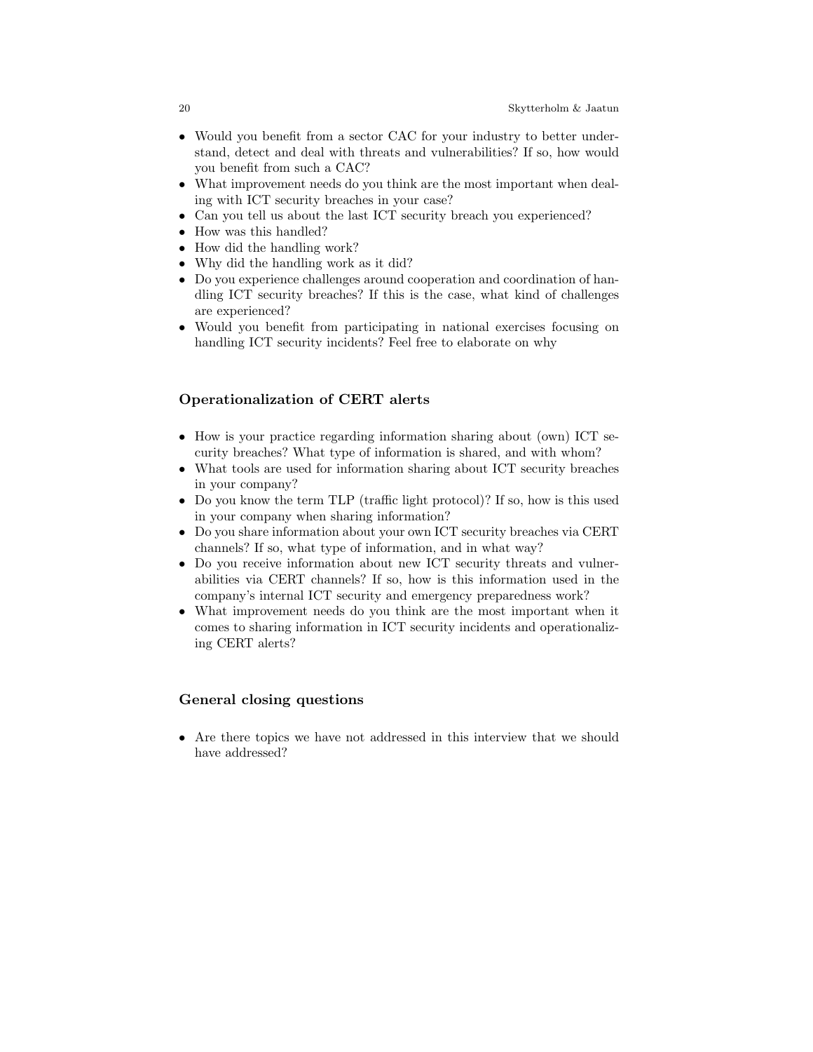- Would you benefit from a sector CAC for your industry to better understand, detect and deal with threats and vulnerabilities? If so, how would you benefit from such a CAC?
- What improvement needs do you think are the most important when dealing with ICT security breaches in your case?
- Can you tell us about the last ICT security breach you experienced?
- How was this handled?
- How did the handling work?
- Why did the handling work as it did?
- Do you experience challenges around cooperation and coordination of handling ICT security breaches? If this is the case, what kind of challenges are experienced?
- Would you benefit from participating in national exercises focusing on handling ICT security incidents? Feel free to elaborate on why

### Operationalization of CERT alerts

- How is your practice regarding information sharing about (own) ICT security breaches? What type of information is shared, and with whom?
- What tools are used for information sharing about ICT security breaches in your company?
- Do you know the term TLP (traffic light protocol)? If so, how is this used in your company when sharing information?
- Do you share information about your own ICT security breaches via CERT channels? If so, what type of information, and in what way?
- Do you receive information about new ICT security threats and vulnerabilities via CERT channels? If so, how is this information used in the company's internal ICT security and emergency preparedness work?
- What improvement needs do you think are the most important when it comes to sharing information in ICT security incidents and operationalizing CERT alerts?

### General closing questions

- Are there topics we have not addressed in this interview that we should have addressed?